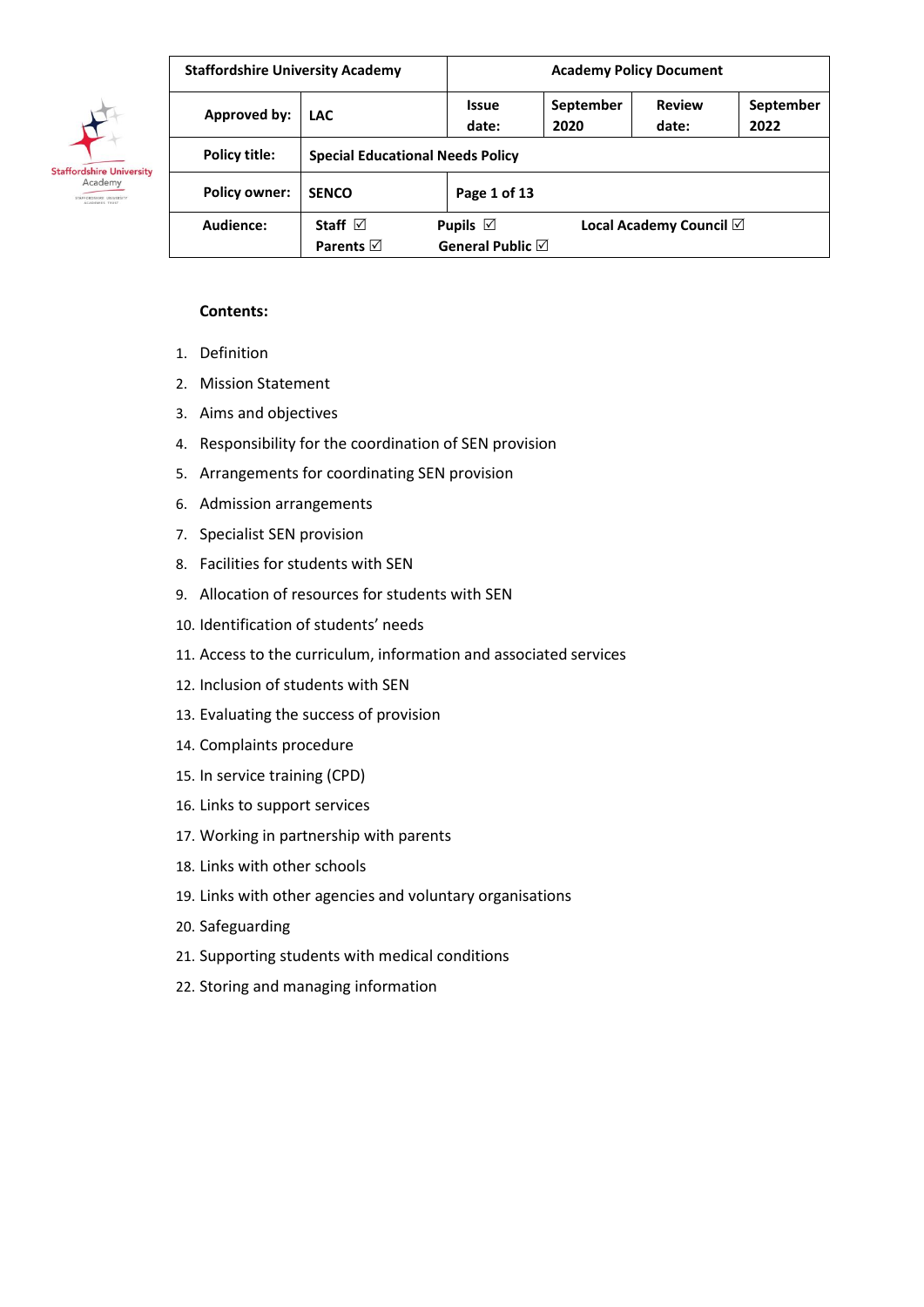| Staffordshire University Academy | | Academy Policy Document | | | |
|---|---|---|---|---|---|
| **Approved by:** | LAC | **Issue date:** | September 2020 | **Review date:** | September 2022 |
| **Policy title:** | Special Educational Needs Policy | | | | |
| **Policy owner:** | SENCO | Page 1 of 13 | | | |
| **Audience:** | Staff ☑ Parents ☑ | Pupils ☑ General Public ☑ | Local Academy Council ☑ | | |

**Contents:**

1. Definition
2. Mission Statement
3. Aims and objectives
4. Responsibility for the coordination of SEN provision
5. Arrangements for coordinating SEN provision
6. Admission arrangements
7. Specialist SEN provision
8. Facilities for students with SEN
9. Allocation of resources for students with SEN
10. Identification of students' needs
11. Access to the curriculum, information and associated services
12. Inclusion of students with SEN
13. Evaluating the success of provision
14. Complaints procedure
15. In service training (CPD)
16. Links to support services
17. Working in partnership with parents
18. Links with other schools
19. Links with other agencies and voluntary organisations
20. Safeguarding
21. Supporting students with medical conditions
22. Storing and managing information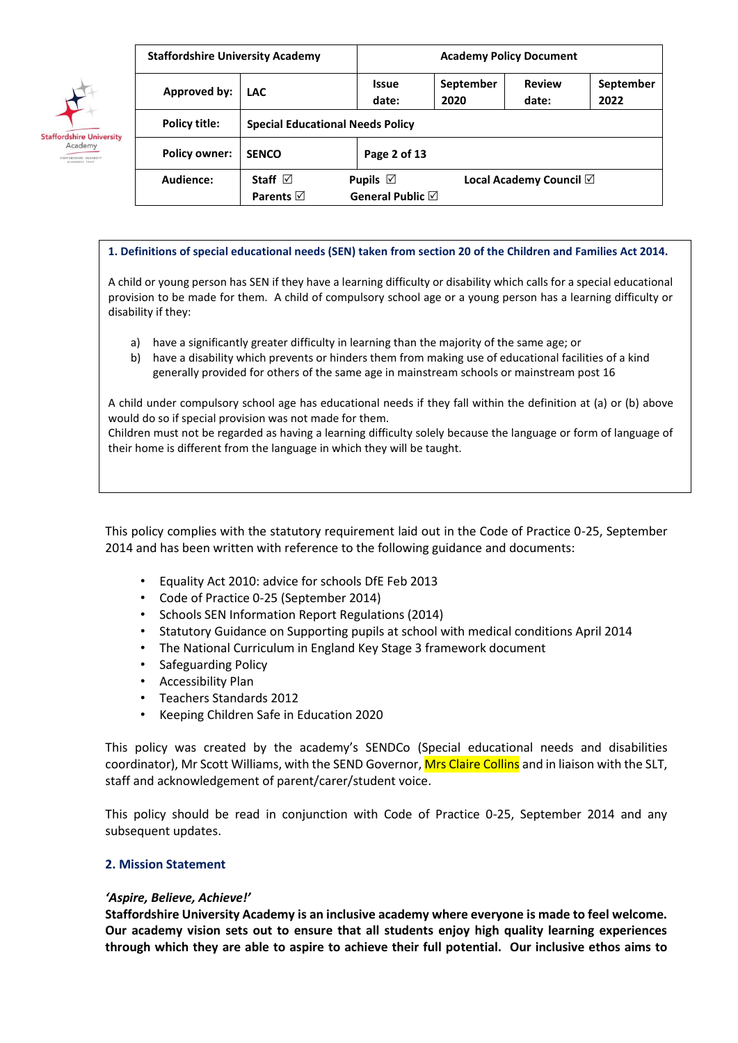| Staffordshire University Academy | | Academy Policy Document | | | |
|---|---|---|---|---|---|
| Approved by: | LAC | Issue date: | September 2020 | Review date: | September 2022 |
| Policy title: | Special Educational Needs Policy | | | | |
| Policy owner: | SENCO | Page 2 of 13 | | | |
| Audience: | Staff ☑ Parents ☑ | Pupils ☑ General Public ☑ | Local Academy Council ☑ | | |

**1. Definitions of special educational needs (SEN) taken from section 20 of the Children and Families Act 2014.**

A child or young person has SEN if they have a learning difficulty or disability which calls for a special educational provision to be made for them. A child of compulsory school age or a young person has a learning difficulty or disability if they:

a) have a significantly greater difficulty in learning than the majority of the same age; or
b) have a disability which prevents or hinders them from making use of educational facilities of a kind generally provided for others of the same age in mainstream schools or mainstream post 16

A child under compulsory school age has educational needs if they fall within the definition at (a) or (b) above would do so if special provision was not made for them.
Children must not be regarded as having a learning difficulty solely because the language or form of language of their home is different from the language in which they will be taught.

This policy complies with the statutory requirement laid out in the Code of Practice 0-25, September 2014 and has been written with reference to the following guidance and documents:

- Equality Act 2010: advice for schools DfE Feb 2013
- Code of Practice 0-25 (September 2014)
- Schools SEN Information Report Regulations (2014)
- Statutory Guidance on Supporting pupils at school with medical conditions April 2014
- The National Curriculum in England Key Stage 3 framework document
- Safeguarding Policy
- Accessibility Plan
- Teachers Standards 2012
- Keeping Children Safe in Education 2020

This policy was created by the academy's SENDCo (Special educational needs and disabilities coordinator), Mr Scott Williams, with the SEND Governor, Mrs Claire Collins and in liaison with the SLT, staff and acknowledgement of parent/carer/student voice.

This policy should be read in conjunction with Code of Practice 0-25, September 2014 and any subsequent updates.

## 2. Mission Statement

***'Aspire, Believe, Achieve!'***

**Staffordshire University Academy is an inclusive academy where everyone is made to feel welcome. Our academy vision sets out to ensure that all students enjoy high quality learning experiences through which they are able to aspire to achieve their full potential. Our inclusive ethos aims to**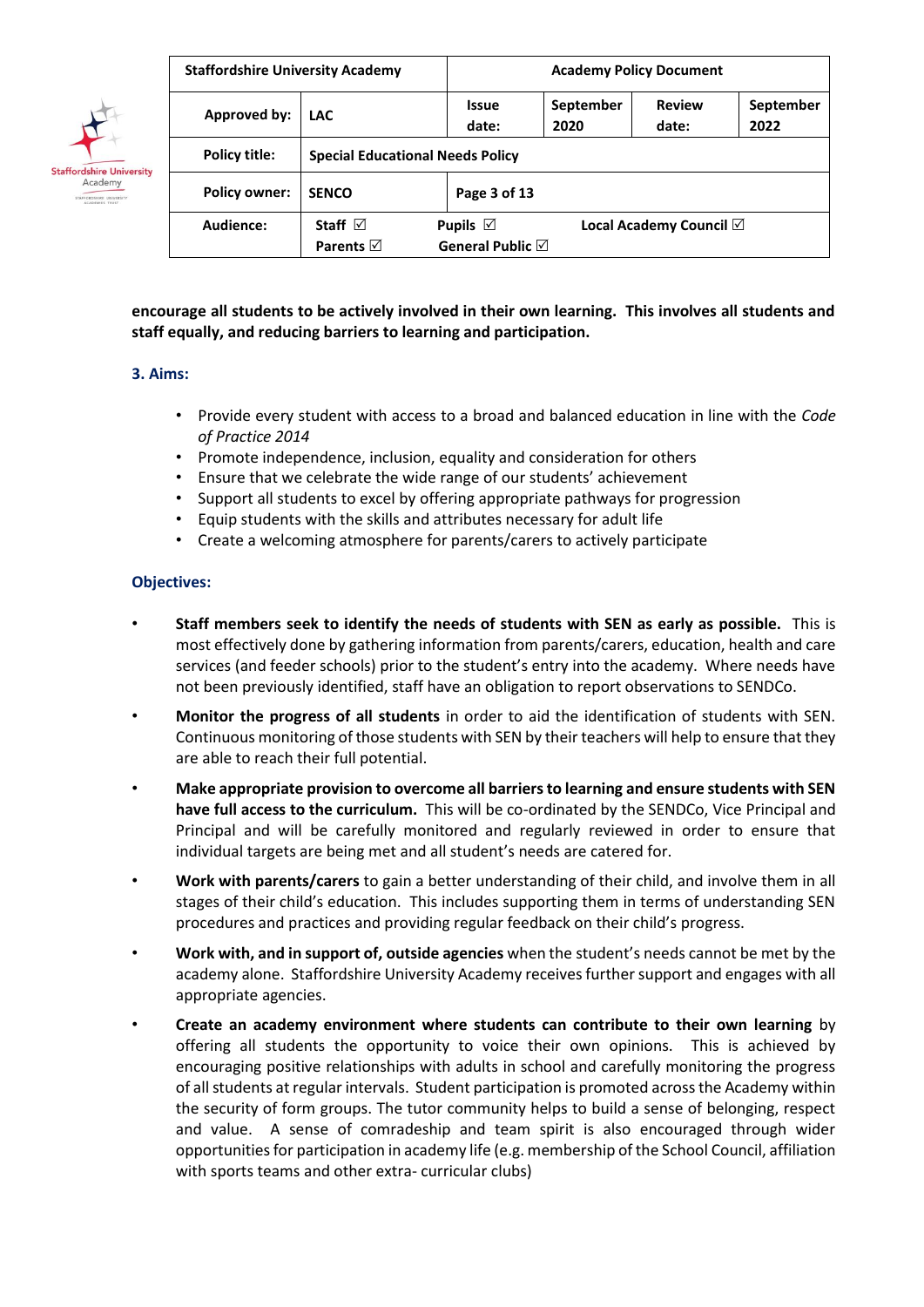**encourage all students to be actively involved in their own learning. This involves all students and staff equally, and reducing barriers to learning and participation.**

### 3. Aims:

- Provide every student with access to a broad and balanced education in line with the *Code of Practice 2014*
- Promote independence, inclusion, equality and consideration for others
- Ensure that we celebrate the wide range of our students' achievement
- Support all students to excel by offering appropriate pathways for progression
- Equip students with the skills and attributes necessary for adult life
- Create a welcoming atmosphere for parents/carers to actively participate

### Objectives:

- **Staff members seek to identify the needs of students with SEN as early as possible.** This is most effectively done by gathering information from parents/carers, education, health and care services (and feeder schools) prior to the student's entry into the academy. Where needs have not been previously identified, staff have an obligation to report observations to SENDCo.
- **Monitor the progress of all students** in order to aid the identification of students with SEN. Continuous monitoring of those students with SEN by their teachers will help to ensure that they are able to reach their full potential.
- **Make appropriate provision to overcome all barriers to learning and ensure students with SEN have full access to the curriculum.** This will be co-ordinated by the SENDCo, Vice Principal and Principal and will be carefully monitored and regularly reviewed in order to ensure that individual targets are being met and all student's needs are catered for.
- **Work with parents/carers** to gain a better understanding of their child, and involve them in all stages of their child's education. This includes supporting them in terms of understanding SEN procedures and practices and providing regular feedback on their child's progress.
- **Work with, and in support of, outside agencies** when the student's needs cannot be met by the academy alone. Staffordshire University Academy receives further support and engages with all appropriate agencies.
- **Create an academy environment where students can contribute to their own learning** by offering all students the opportunity to voice their own opinions. This is achieved by encouraging positive relationships with adults in school and carefully monitoring the progress of all students at regular intervals. Student participation is promoted across the Academy within the security of form groups. The tutor community helps to build a sense of belonging, respect and value. A sense of comradeship and team spirit is also encouraged through wider opportunities for participation in academy life (e.g. membership of the School Council, affiliation with sports teams and other extra- curricular clubs)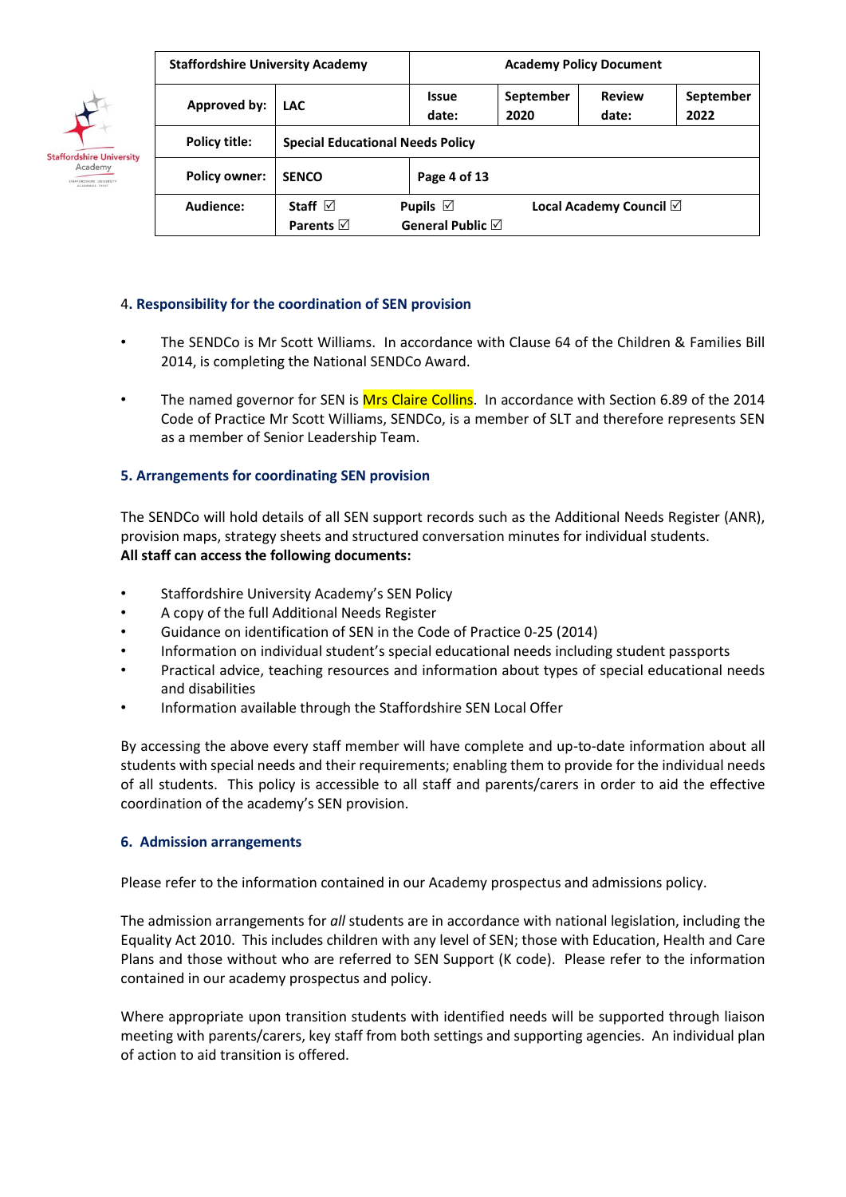## 4. Responsibility for the coordination of SEN provision

- The SENDCo is Mr Scott Williams. In accordance with Clause 64 of the Children & Families Bill 2014, is completing the National SENDCo Award.
- The named governor for SEN is Mrs Claire Collins. In accordance with Section 6.89 of the 2014 Code of Practice Mr Scott Williams, SENDCo, is a member of SLT and therefore represents SEN as a member of Senior Leadership Team.

## 5. Arrangements for coordinating SEN provision

The SENDCo will hold details of all SEN support records such as the Additional Needs Register (ANR), provision maps, strategy sheets and structured conversation minutes for individual students.
**All staff can access the following documents:**

- Staffordshire University Academy's SEN Policy
- A copy of the full Additional Needs Register
- Guidance on identification of SEN in the Code of Practice 0-25 (2014)
- Information on individual student's special educational needs including student passports
- Practical advice, teaching resources and information about types of special educational needs and disabilities
- Information available through the Staffordshire SEN Local Offer

By accessing the above every staff member will have complete and up-to-date information about all students with special needs and their requirements; enabling them to provide for the individual needs of all students. This policy is accessible to all staff and parents/carers in order to aid the effective coordination of the academy's SEN provision.

## 6. Admission arrangements

Please refer to the information contained in our Academy prospectus and admissions policy.

The admission arrangements for *all* students are in accordance with national legislation, including the Equality Act 2010. This includes children with any level of SEN; those with Education, Health and Care Plans and those without who are referred to SEN Support (K code). Please refer to the information contained in our academy prospectus and policy.

Where appropriate upon transition students with identified needs will be supported through liaison meeting with parents/carers, key staff from both settings and supporting agencies. An individual plan of action to aid transition is offered.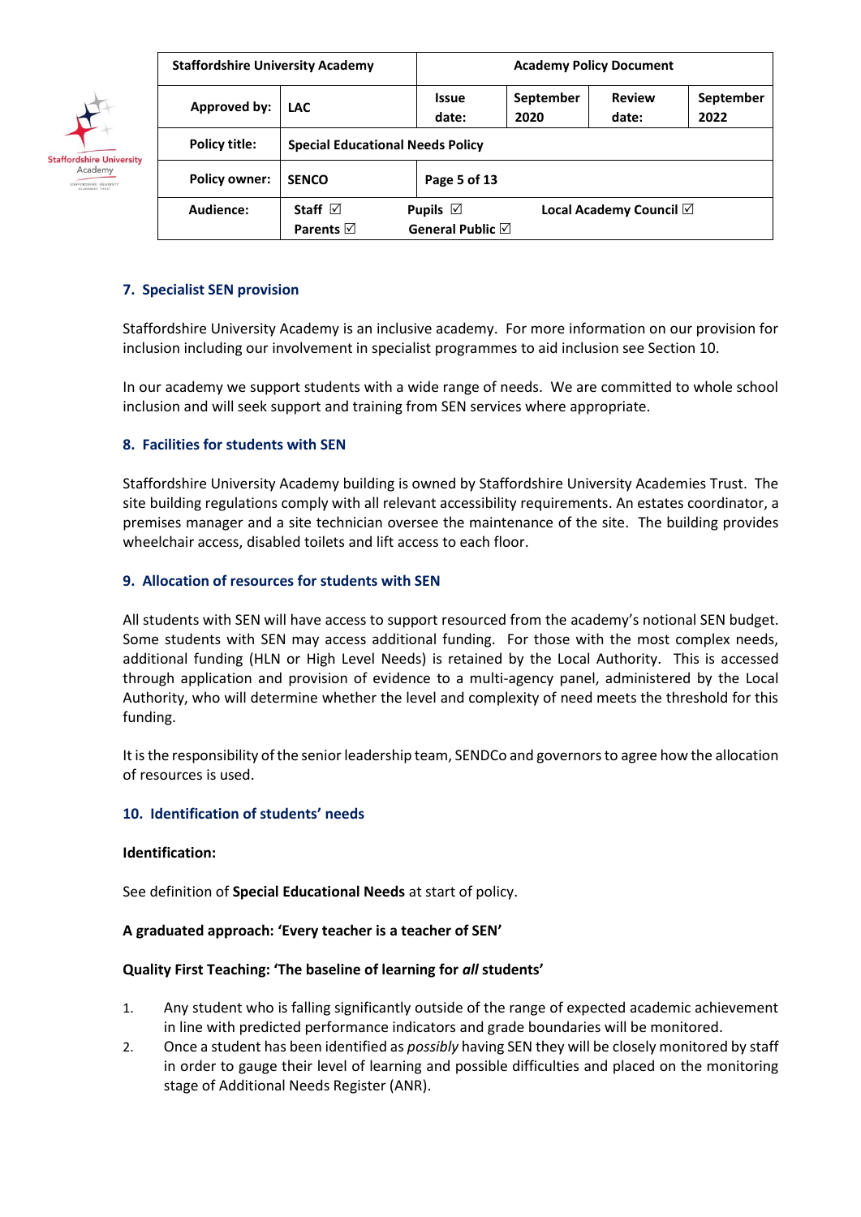## 7. Specialist SEN provision

Staffordshire University Academy is an inclusive academy. For more information on our provision for inclusion including our involvement in specialist programmes to aid inclusion see Section 10.

In our academy we support students with a wide range of needs. We are committed to whole school inclusion and will seek support and training from SEN services where appropriate.

## 8. Facilities for students with SEN

Staffordshire University Academy building is owned by Staffordshire University Academies Trust. The site building regulations comply with all relevant accessibility requirements. An estates coordinator, a premises manager and a site technician oversee the maintenance of the site. The building provides wheelchair access, disabled toilets and lift access to each floor.

## 9. Allocation of resources for students with SEN

All students with SEN will have access to support resourced from the academy's notional SEN budget. Some students with SEN may access additional funding. For those with the most complex needs, additional funding (HLN or High Level Needs) is retained by the Local Authority. This is accessed through application and provision of evidence to a multi-agency panel, administered by the Local Authority, who will determine whether the level and complexity of need meets the threshold for this funding.

It is the responsibility of the senior leadership team, SENDCo and governors to agree how the allocation of resources is used.

## 10. Identification of students' needs

**Identification:**

See definition of **Special Educational Needs** at start of policy.

**A graduated approach: 'Every teacher is a teacher of SEN'**

**Quality First Teaching: 'The baseline of learning for *all* students'**

1. Any student who is falling significantly outside of the range of expected academic achievement in line with predicted performance indicators and grade boundaries will be monitored.
2. Once a student has been identified as *possibly* having SEN they will be closely monitored by staff in order to gauge their level of learning and possible difficulties and placed on the monitoring stage of Additional Needs Register (ANR).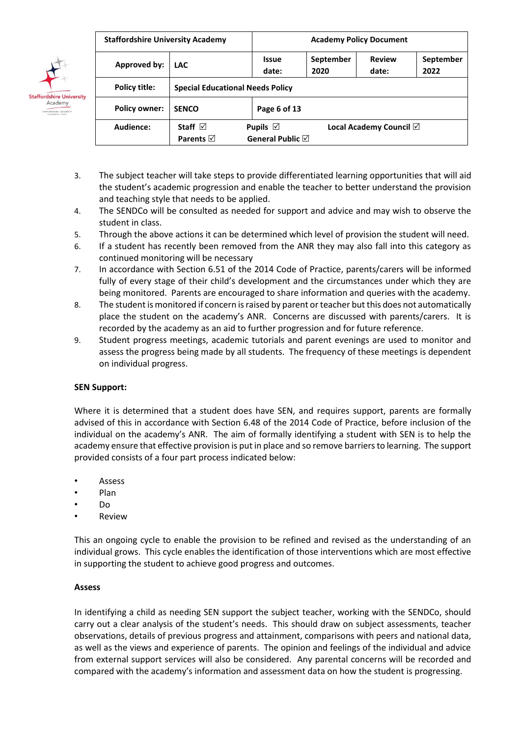3. The subject teacher will take steps to provide differentiated learning opportunities that will aid the student's academic progression and enable the teacher to better understand the provision and teaching style that needs to be applied.
4. The SENDCo will be consulted as needed for support and advice and may wish to observe the student in class.
5. Through the above actions it can be determined which level of provision the student will need.
6. If a student has recently been removed from the ANR they may also fall into this category as continued monitoring will be necessary
7. In accordance with Section 6.51 of the 2014 Code of Practice, parents/carers will be informed fully of every stage of their child's development and the circumstances under which they are being monitored. Parents are encouraged to share information and queries with the academy.
8. The student is monitored if concern is raised by parent or teacher but this does not automatically place the student on the academy's ANR. Concerns are discussed with parents/carers. It is recorded by the academy as an aid to further progression and for future reference.
9. Student progress meetings, academic tutorials and parent evenings are used to monitor and assess the progress being made by all students. The frequency of these meetings is dependent on individual progress.

**SEN Support:**

Where it is determined that a student does have SEN, and requires support, parents are formally advised of this in accordance with Section 6.48 of the 2014 Code of Practice, before inclusion of the individual on the academy's ANR. The aim of formally identifying a student with SEN is to help the academy ensure that effective provision is put in place and so remove barriers to learning. The support provided consists of a four part process indicated below:

- Assess
- Plan
- Do
- Review

This an ongoing cycle to enable the provision to be refined and revised as the understanding of an individual grows. This cycle enables the identification of those interventions which are most effective in supporting the student to achieve good progress and outcomes.

**Assess**

In identifying a child as needing SEN support the subject teacher, working with the SENDCo, should carry out a clear analysis of the student's needs. This should draw on subject assessments, teacher observations, details of previous progress and attainment, comparisons with peers and national data, as well as the views and experience of parents. The opinion and feelings of the individual and advice from external support services will also be considered. Any parental concerns will be recorded and compared with the academy's information and assessment data on how the student is progressing.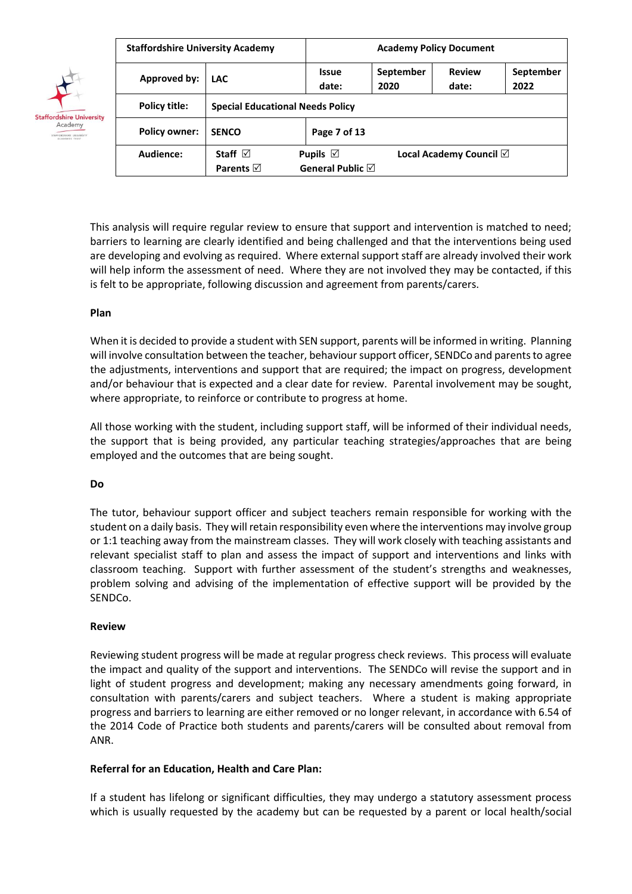This analysis will require regular review to ensure that support and intervention is matched to need; barriers to learning are clearly identified and being challenged and that the interventions being used are developing and evolving as required. Where external support staff are already involved their work will help inform the assessment of need. Where they are not involved they may be contacted, if this is felt to be appropriate, following discussion and agreement from parents/carers.

**Plan**

When it is decided to provide a student with SEN support, parents will be informed in writing. Planning will involve consultation between the teacher, behaviour support officer, SENDCo and parents to agree the adjustments, interventions and support that are required; the impact on progress, development and/or behaviour that is expected and a clear date for review. Parental involvement may be sought, where appropriate, to reinforce or contribute to progress at home.

All those working with the student, including support staff, will be informed of their individual needs, the support that is being provided, any particular teaching strategies/approaches that are being employed and the outcomes that are being sought.

**Do**

The tutor, behaviour support officer and subject teachers remain responsible for working with the student on a daily basis. They will retain responsibility even where the interventions may involve group or 1:1 teaching away from the mainstream classes. They will work closely with teaching assistants and relevant specialist staff to plan and assess the impact of support and interventions and links with classroom teaching. Support with further assessment of the student's strengths and weaknesses, problem solving and advising of the implementation of effective support will be provided by the SENDCo.

**Review**

Reviewing student progress will be made at regular progress check reviews. This process will evaluate the impact and quality of the support and interventions. The SENDCo will revise the support and in light of student progress and development; making any necessary amendments going forward, in consultation with parents/carers and subject teachers. Where a student is making appropriate progress and barriers to learning are either removed or no longer relevant, in accordance with 6.54 of the 2014 Code of Practice both students and parents/carers will be consulted about removal from ANR.

**Referral for an Education, Health and Care Plan:**

If a student has lifelong or significant difficulties, they may undergo a statutory assessment process which is usually requested by the academy but can be requested by a parent or local health/social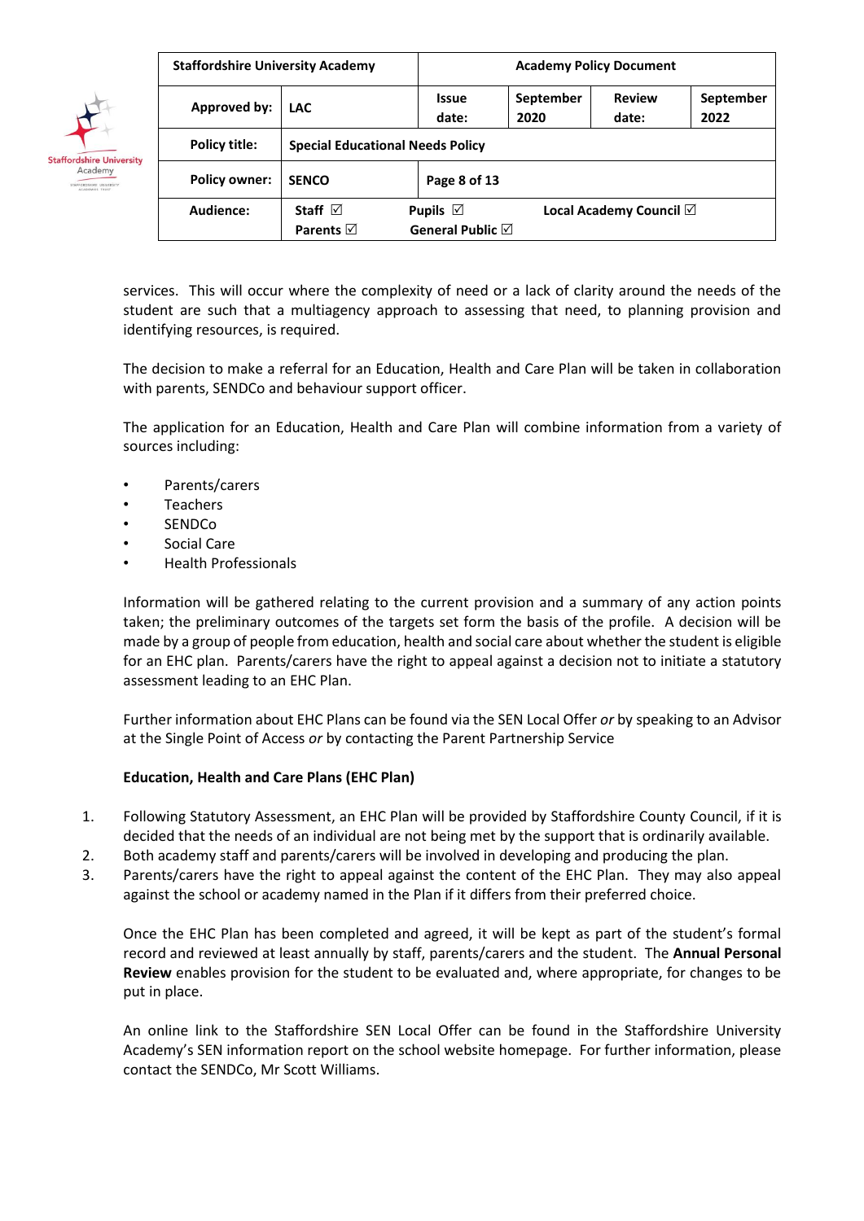services. This will occur where the complexity of need or a lack of clarity around the needs of the student are such that a multiagency approach to assessing that need, to planning provision and identifying resources, is required.

The decision to make a referral for an Education, Health and Care Plan will be taken in collaboration with parents, SENDCo and behaviour support officer.

The application for an Education, Health and Care Plan will combine information from a variety of sources including:

- Parents/carers
- Teachers
- SENDCo
- Social Care
- Health Professionals

Information will be gathered relating to the current provision and a summary of any action points taken; the preliminary outcomes of the targets set form the basis of the profile. A decision will be made by a group of people from education, health and social care about whether the student is eligible for an EHC plan. Parents/carers have the right to appeal against a decision not to initiate a statutory assessment leading to an EHC Plan.

Further information about EHC Plans can be found via the SEN Local Offer *or* by speaking to an Advisor at the Single Point of Access *or* by contacting the Parent Partnership Service

**Education, Health and Care Plans (EHC Plan)**

1. Following Statutory Assessment, an EHC Plan will be provided by Staffordshire County Council, if it is decided that the needs of an individual are not being met by the support that is ordinarily available.
2. Both academy staff and parents/carers will be involved in developing and producing the plan.
3. Parents/carers have the right to appeal against the content of the EHC Plan. They may also appeal against the school or academy named in the Plan if it differs from their preferred choice.

Once the EHC Plan has been completed and agreed, it will be kept as part of the student's formal record and reviewed at least annually by staff, parents/carers and the student. The **Annual Personal Review** enables provision for the student to be evaluated and, where appropriate, for changes to be put in place.

An online link to the Staffordshire SEN Local Offer can be found in the Staffordshire University Academy's SEN information report on the school website homepage. For further information, please contact the SENDCo, Mr Scott Williams.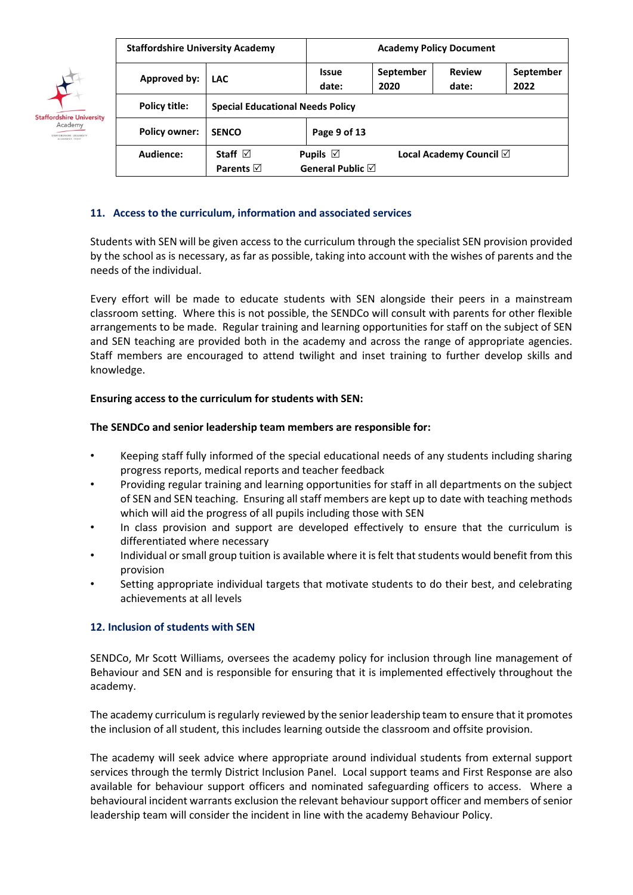## 11. Access to the curriculum, information and associated services

Students with SEN will be given access to the curriculum through the specialist SEN provision provided by the school as is necessary, as far as possible, taking into account with the wishes of parents and the needs of the individual.

Every effort will be made to educate students with SEN alongside their peers in a mainstream classroom setting. Where this is not possible, the SENDCo will consult with parents for other flexible arrangements to be made. Regular training and learning opportunities for staff on the subject of SEN and SEN teaching are provided both in the academy and across the range of appropriate agencies. Staff members are encouraged to attend twilight and inset training to further develop skills and knowledge.

**Ensuring access to the curriculum for students with SEN:**

**The SENDCo and senior leadership team members are responsible for:**

- Keeping staff fully informed of the special educational needs of any students including sharing progress reports, medical reports and teacher feedback
- Providing regular training and learning opportunities for staff in all departments on the subject of SEN and SEN teaching. Ensuring all staff members are kept up to date with teaching methods which will aid the progress of all pupils including those with SEN
- In class provision and support are developed effectively to ensure that the curriculum is differentiated where necessary
- Individual or small group tuition is available where it is felt that students would benefit from this provision
- Setting appropriate individual targets that motivate students to do their best, and celebrating achievements at all levels

## 12. Inclusion of students with SEN

SENDCo, Mr Scott Williams, oversees the academy policy for inclusion through line management of Behaviour and SEN and is responsible for ensuring that it is implemented effectively throughout the academy.

The academy curriculum is regularly reviewed by the senior leadership team to ensure that it promotes the inclusion of all student, this includes learning outside the classroom and offsite provision.

The academy will seek advice where appropriate around individual students from external support services through the termly District Inclusion Panel. Local support teams and First Response are also available for behaviour support officers and nominated safeguarding officers to access. Where a behavioural incident warrants exclusion the relevant behaviour support officer and members of senior leadership team will consider the incident in line with the academy Behaviour Policy.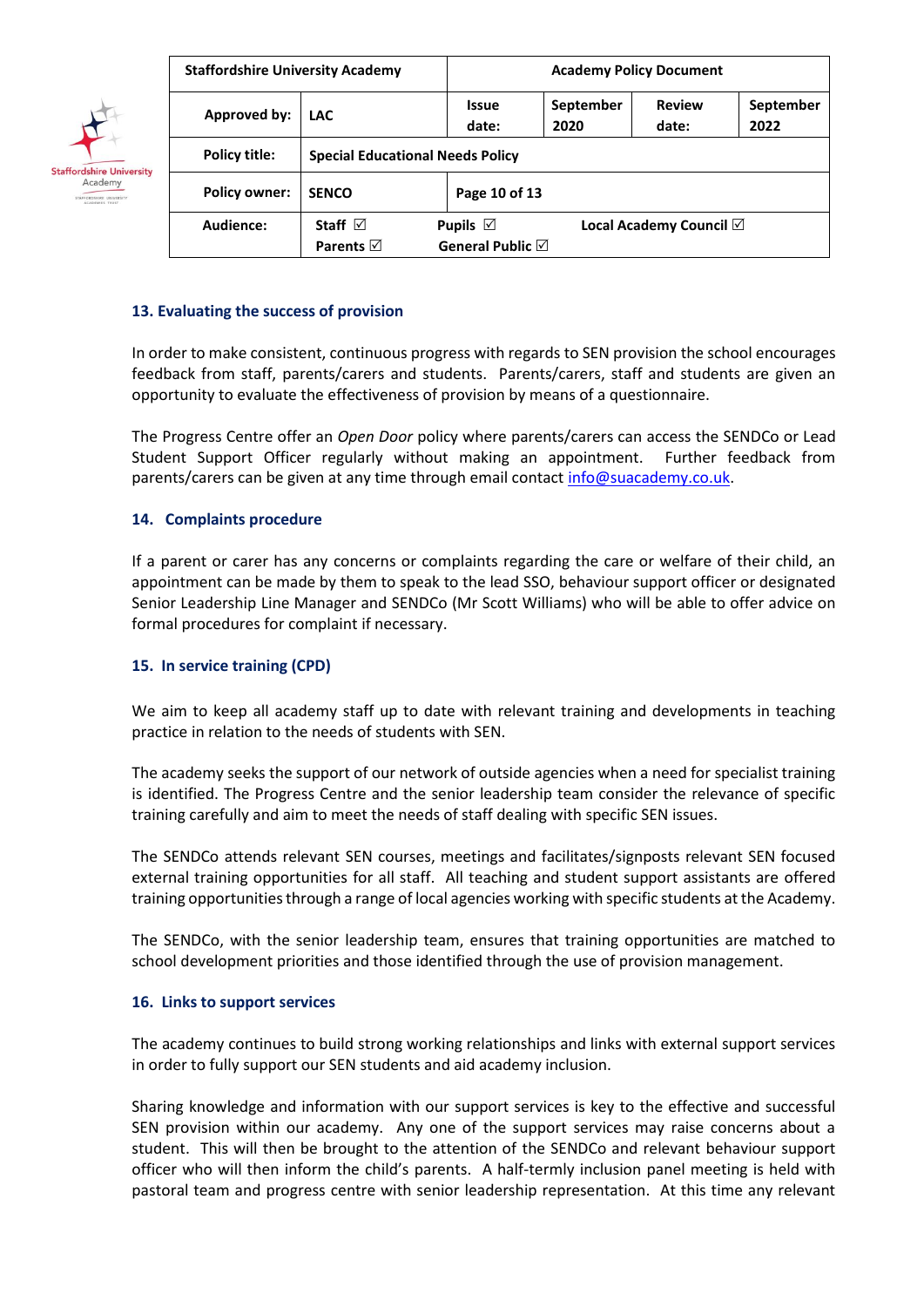## 13. Evaluating the success of provision

In order to make consistent, continuous progress with regards to SEN provision the school encourages feedback from staff, parents/carers and students. Parents/carers, staff and students are given an opportunity to evaluate the effectiveness of provision by means of a questionnaire.

The Progress Centre offer an *Open Door* policy where parents/carers can access the SENDCo or Lead Student Support Officer regularly without making an appointment. Further feedback from parents/carers can be given at any time through email contact info@suacademy.co.uk.

## 14. Complaints procedure

If a parent or carer has any concerns or complaints regarding the care or welfare of their child, an appointment can be made by them to speak to the lead SSO, behaviour support officer or designated Senior Leadership Line Manager and SENDCo (Mr Scott Williams) who will be able to offer advice on formal procedures for complaint if necessary.

## 15. In service training (CPD)

We aim to keep all academy staff up to date with relevant training and developments in teaching practice in relation to the needs of students with SEN.

The academy seeks the support of our network of outside agencies when a need for specialist training is identified. The Progress Centre and the senior leadership team consider the relevance of specific training carefully and aim to meet the needs of staff dealing with specific SEN issues.

The SENDCo attends relevant SEN courses, meetings and facilitates/signposts relevant SEN focused external training opportunities for all staff. All teaching and student support assistants are offered training opportunities through a range of local agencies working with specific students at the Academy.

The SENDCo, with the senior leadership team, ensures that training opportunities are matched to school development priorities and those identified through the use of provision management.

## 16. Links to support services

The academy continues to build strong working relationships and links with external support services in order to fully support our SEN students and aid academy inclusion.

Sharing knowledge and information with our support services is key to the effective and successful SEN provision within our academy. Any one of the support services may raise concerns about a student. This will then be brought to the attention of the SENDCo and relevant behaviour support officer who will then inform the child's parents. A half-termly inclusion panel meeting is held with pastoral team and progress centre with senior leadership representation. At this time any relevant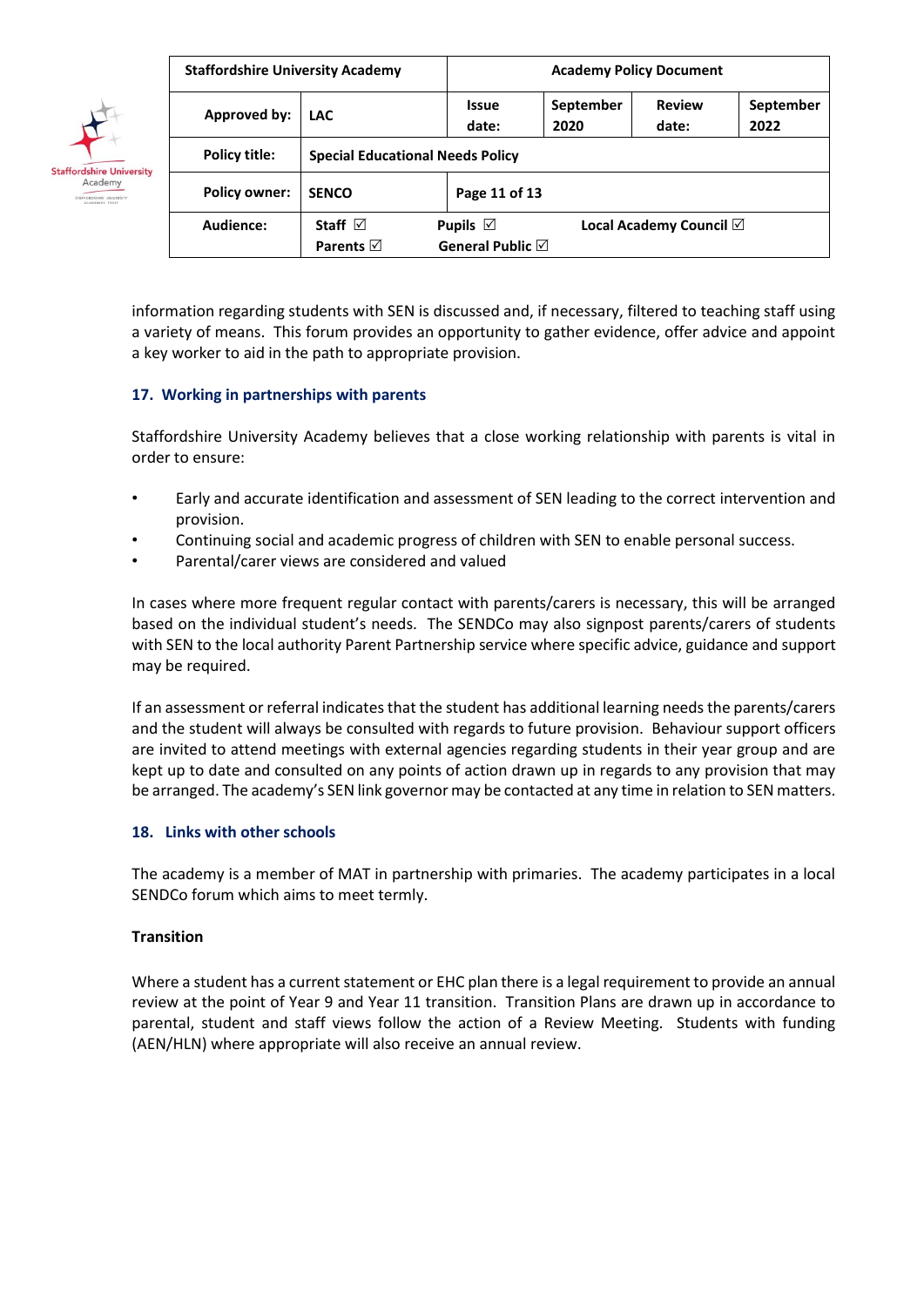information regarding students with SEN is discussed and, if necessary, filtered to teaching staff using a variety of means. This forum provides an opportunity to gather evidence, offer advice and appoint a key worker to aid in the path to appropriate provision.

## 17. Working in partnerships with parents

Staffordshire University Academy believes that a close working relationship with parents is vital in order to ensure:

- Early and accurate identification and assessment of SEN leading to the correct intervention and provision.
- Continuing social and academic progress of children with SEN to enable personal success.
- Parental/carer views are considered and valued

In cases where more frequent regular contact with parents/carers is necessary, this will be arranged based on the individual student's needs. The SENDCo may also signpost parents/carers of students with SEN to the local authority Parent Partnership service where specific advice, guidance and support may be required.

If an assessment or referral indicates that the student has additional learning needs the parents/carers and the student will always be consulted with regards to future provision. Behaviour support officers are invited to attend meetings with external agencies regarding students in their year group and are kept up to date and consulted on any points of action drawn up in regards to any provision that may be arranged. The academy's SEN link governor may be contacted at any time in relation to SEN matters.

## 18. Links with other schools

The academy is a member of MAT in partnership with primaries. The academy participates in a local SENDCo forum which aims to meet termly.

**Transition**

Where a student has a current statement or EHC plan there is a legal requirement to provide an annual review at the point of Year 9 and Year 11 transition. Transition Plans are drawn up in accordance to parental, student and staff views follow the action of a Review Meeting. Students with funding (AEN/HLN) where appropriate will also receive an annual review.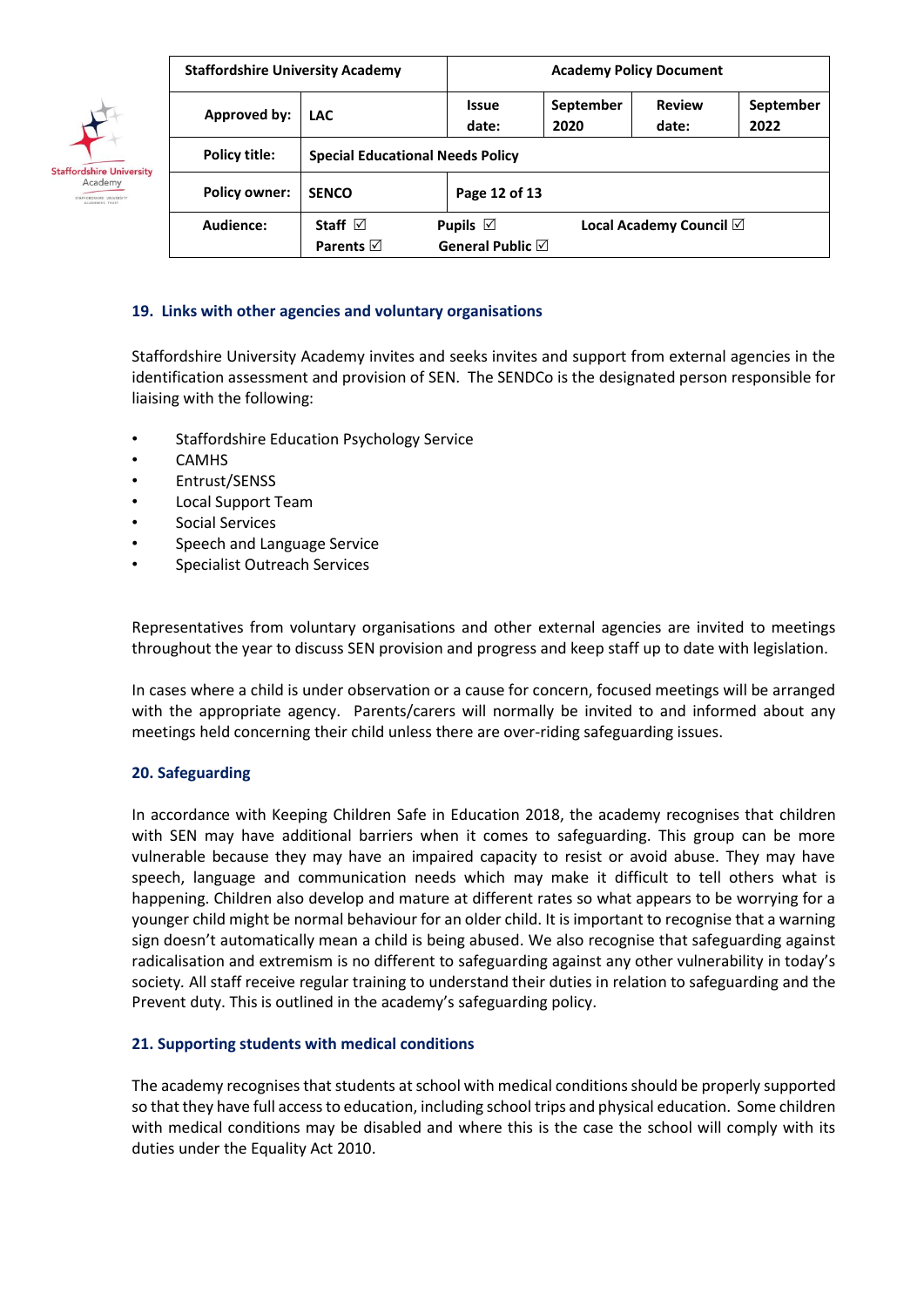## 19. Links with other agencies and voluntary organisations

Staffordshire University Academy invites and seeks invites and support from external agencies in the identification assessment and provision of SEN. The SENDCo is the designated person responsible for liaising with the following:

- Staffordshire Education Psychology Service
- CAMHS
- Entrust/SENSS
- Local Support Team
- Social Services
- Speech and Language Service
- Specialist Outreach Services

Representatives from voluntary organisations and other external agencies are invited to meetings throughout the year to discuss SEN provision and progress and keep staff up to date with legislation.

In cases where a child is under observation or a cause for concern, focused meetings will be arranged with the appropriate agency. Parents/carers will normally be invited to and informed about any meetings held concerning their child unless there are over-riding safeguarding issues.

## 20. Safeguarding

In accordance with Keeping Children Safe in Education 2018, the academy recognises that children with SEN may have additional barriers when it comes to safeguarding. This group can be more vulnerable because they may have an impaired capacity to resist or avoid abuse. They may have speech, language and communication needs which may make it difficult to tell others what is happening. Children also develop and mature at different rates so what appears to be worrying for a younger child might be normal behaviour for an older child. It is important to recognise that a warning sign doesn't automatically mean a child is being abused. We also recognise that safeguarding against radicalisation and extremism is no different to safeguarding against any other vulnerability in today's society. All staff receive regular training to understand their duties in relation to safeguarding and the Prevent duty. This is outlined in the academy's safeguarding policy.

## 21. Supporting students with medical conditions

The academy recognises that students at school with medical conditions should be properly supported so that they have full access to education, including school trips and physical education. Some children with medical conditions may be disabled and where this is the case the school will comply with its duties under the Equality Act 2010.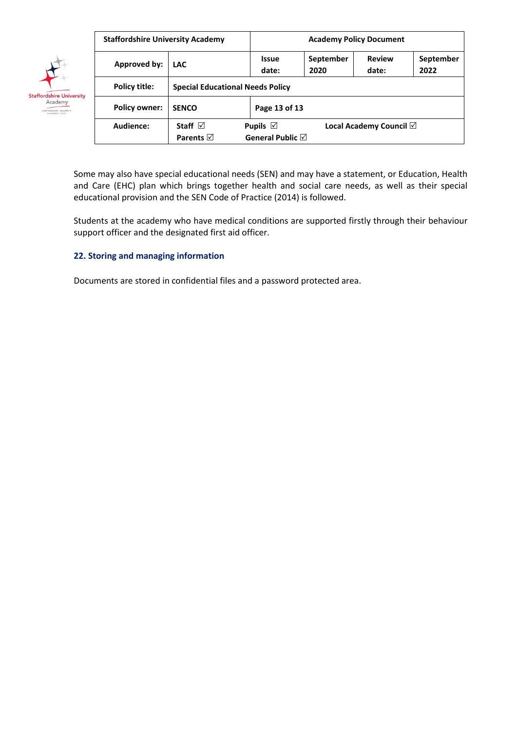Some may also have special educational needs (SEN) and may have a statement, or Education, Health and Care (EHC) plan which brings together health and social care needs, as well as their special educational provision and the SEN Code of Practice (2014) is followed.

Students at the academy who have medical conditions are supported firstly through their behaviour support officer and the designated first aid officer.

## 22. Storing and managing information

Documents are stored in confidential files and a password protected area.